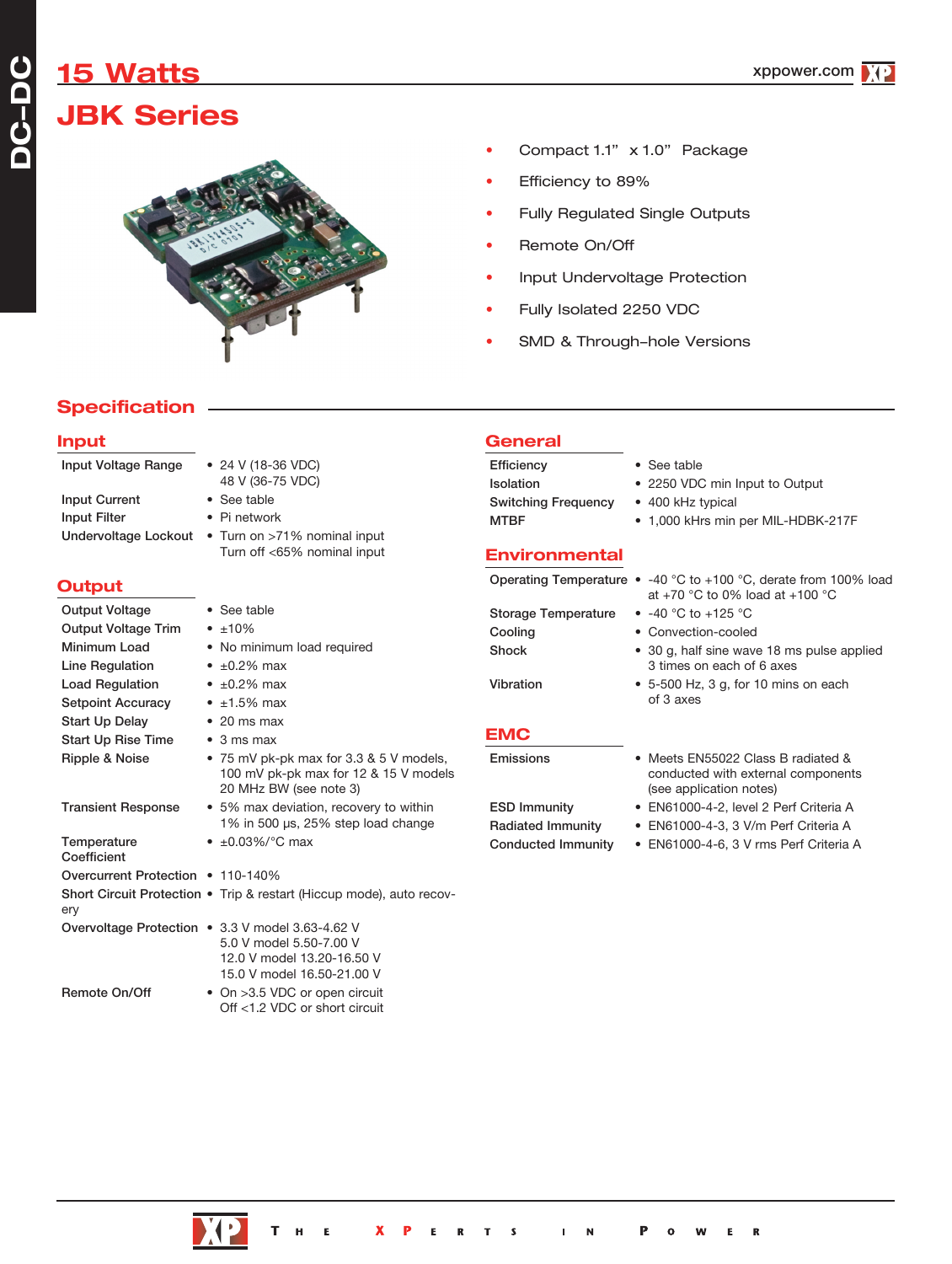# 15 Watts

## JBK Series

- Compact 1.1" x 1.0" Package
- Efficiency to 89%
- Fully Regulated Single Outputs
- Remote On/Off
- Input Undervoltage Protection
- Fully Isolated 2250 VDC
- SMD & Through-hole Versions

## Specification

### Input

| | |
|---|---|
| Input Voltage Range | • 24 V (18-36 VDC)<br>48 V (36-75 VDC) |
| Input Current | • See table |
| Input Filter | • Pi network |
| Undervoltage Lockout | • Turn on >71% nominal input<br>Turn off <65% nominal input |

### Output

| | |
|---|---|
| Output Voltage | • See table |
| Output Voltage Trim | • ±10% |
| Minimum Load | • No minimum load required |
| Line Regulation | • ±0.2% max |
| Load Regulation | • ±0.2% max |
| Setpoint Accuracy | • ±1.5% max |
| Start Up Delay | • 20 ms max |
| Start Up Rise Time | • 3 ms max |
| Ripple & Noise | • 75 mV pk-pk max for 3.3 & 5 V models, 100 mV pk-pk max for 12 & 15 V models 20 MHz BW (see note 3) |
| Transient Response | • 5% max deviation, recovery to within 1% in 500 µs, 25% step load change |
| Temperature Coefficient | • ±0.03%/°C max |
| Overcurrent Protection | • 110-140% |
| Short Circuit Protection | • Trip & restart (Hiccup mode), auto recovery |
| Overvoltage Protection | • 3.3 V model 3.63-4.62 V<br>5.0 V model 5.50-7.00 V<br>12.0 V model 13.20-16.50 V<br>15.0 V model 16.50-21.00 V |
| Remote On/Off | • On >3.5 VDC or open circuit<br>Off <1.2 VDC or short circuit |

### General

| | |
|---|---|
| Efficiency | • See table |
| Isolation | • 2250 VDC min Input to Output |
| Switching Frequency | • 400 kHz typical |
| MTBF | • 1,000 kHrs min per MIL-HDBK-217F |

### Environmental

| | |
|---|---|
| Operating Temperature | • -40 °C to +100 °C, derate from 100% load at +70 °C to 0% load at +100 °C |
| Storage Temperature | • -40 °C to +125 °C |
| Cooling | • Convection-cooled |
| Shock | • 30 g, half sine wave 18 ms pulse applied 3 times on each of 6 axes |
| Vibration | • 5-500 Hz, 3 g, for 10 mins on each of 3 axes |

### EMC

| | |
|---|---|
| Emissions | • Meets EN55022 Class B radiated & conducted with external components (see application notes) |
| ESD Immunity | • EN61000-4-2, level 2 Perf Criteria A |
| Radiated Immunity | • EN61000-4-3, 3 V/m Perf Criteria A |
| Conducted Immunity | • EN61000-4-6, 3 V rms Perf Criteria A |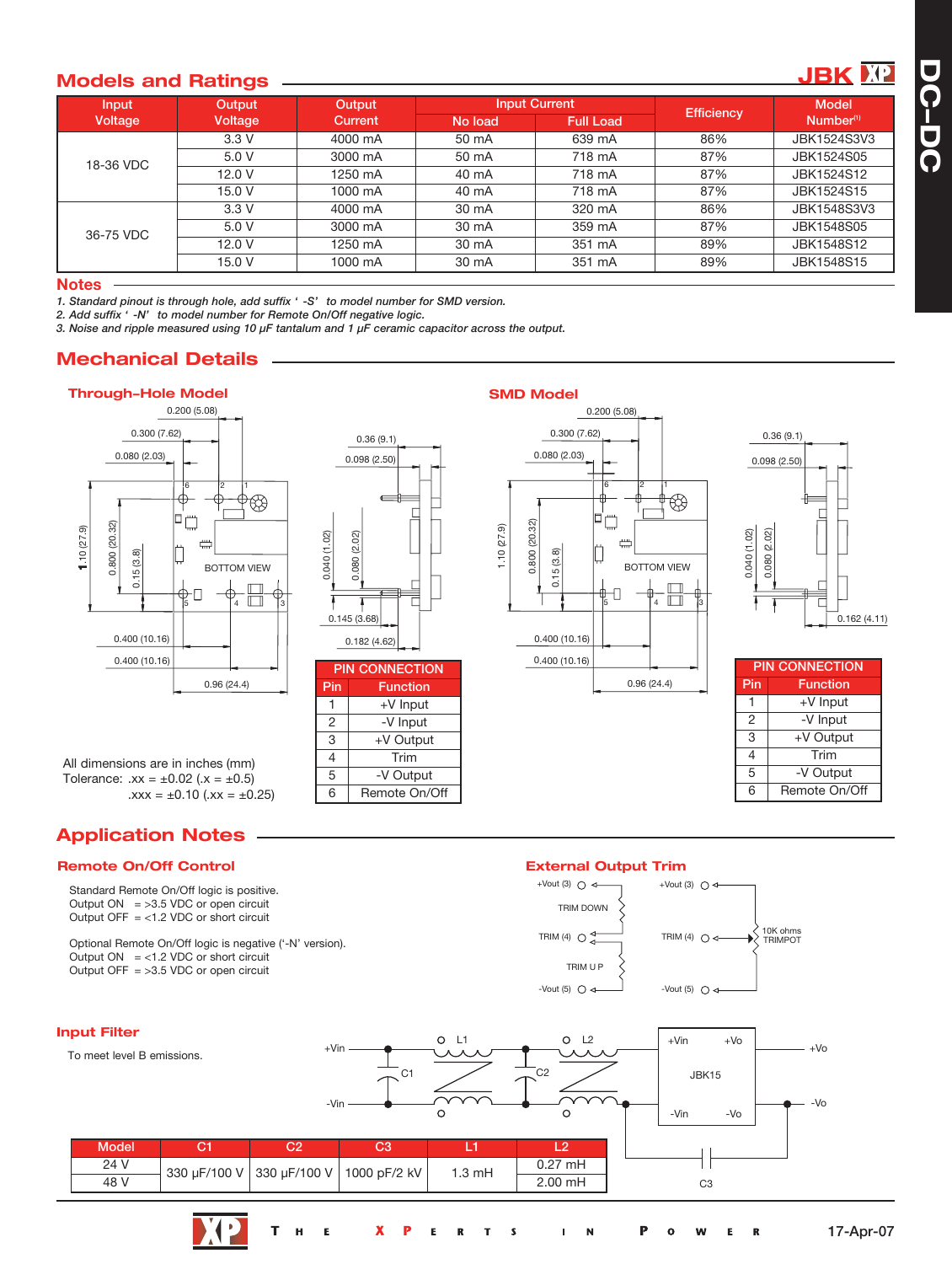## Models and Ratings

**JBK XP** | **DC-DC**

| Input Voltage | Output Voltage | Output Current | Input Current | | Efficiency | Model Number[1] |
|---|---|---|---|---|---|---|
| | | | No load | Full Load | | |
| 18-36 VDC | 3.3 V | 4000 mA | 50 mA | 639 mA | 86% | JBK1524S3V3 |
| | 5.0 V | 3000 mA | 50 mA | 718 mA | 87% | JBK1524S05 |
| | 12.0 V | 1250 mA | 40 mA | 718 mA | 87% | JBK1524S12 |
| | 15.0 V | 1000 mA | 40 mA | 718 mA | 87% | JBK1524S15 |
| 36-75 VDC | 3.3 V | 4000 mA | 30 mA | 320 mA | 86% | JBK1548S3V3 |
| | 5.0 V | 3000 mA | 30 mA | 359 mA | 87% | JBK1548S05 |
| | 12.0 V | 1250 mA | 30 mA | 351 mA | 89% | JBK1548S12 |
| | 15.0 V | 1000 mA | 30 mA | 351 mA | 89% | JBK1548S15 |

### Notes

*1. Standard pinout is through hole, add suffix ‘ -S’ to model number for SMD version.*
*2. Add suffix ‘ -N’ to model number for Remote On/Off negative logic.*
*3. Noise and ripple measured using 10 µF tantalum and 1 µF ceramic capacitor across the output.*

## Mechanical Details

### Through-Hole Model

0.200 (5.08)
0.300 (7.62)
0.080 (2.03)
1.10 (27.9)
0.800 (20.32)
0.15 (3.8)
BOTTOM VIEW
0.400 (10.16)
0.400 (10.16)
0.96 (24.4)
0.36 (9.1)
0.098 (2.50)
0.040 (1.02)
0.080 (2.02)
0.145 (3.68)
0.182 (4.62)

| PIN CONNECTION | |
|---|---|
| Pin | Function |
| 1 | +V Input |
| 2 | -V Input |
| 3 | +V Output |
| 4 | Trim |
| 5 | -V Output |
| 6 | Remote On/Off |

All dimensions are in inches (mm)
Tolerance: .xx = ±0.02 (.x = ±0.5)
.xxx = ±0.10 (.xx = ±0.25)

### SMD Model

0.200 (5.08)
0.300 (7.62)
0.080 (2.03)
1.10 (27.9)
0.800 (20.32)
0.15 (3.8)
BOTTOM VIEW
0.400 (10.16)
0.400 (10.16)
0.96 (24.4)
0.36 (9.1)
0.098 (2.50)
0.040 (1.02)
0.080 (2.02)
0.162 (4.11)

| PIN CONNECTION | |
|---|---|
| Pin | Function |
| 1 | +V Input |
| 2 | -V Input |
| 3 | +V Output |
| 4 | Trim |
| 5 | -V Output |
| 6 | Remote On/Off |

## Application Notes

### Remote On/Off Control

Standard Remote On/Off logic is positive.
Output ON = >3.5 VDC or open circuit
Output OFF = <1.2 VDC or short circuit

Optional Remote On/Off logic is negative (‘-N’ version).
Output ON = <1.2 VDC or short circuit
Output OFF = >3.5 VDC or open circuit

### External Output Trim

+Vout (3)
TRIM DOWN
TRIM (4)
TRIM UP
-Vout (5)
+Vout (3)
TRIM (4)
10K ohms TRIMPOT
-Vout (5)

### Input Filter

To meet level B emissions.

+Vin
-Vin
L1
L2
C1
C2
+Vin
+Vo
JBK15
-Vin
-Vo
+Vo
-Vo
C3

| Model | C1 | C2 | C3 | L1 | L2 |
|---|---|---|---|---|---|
| 24 V | 330 µF/100 V | 330 µF/100 V | 1000 pF/2 kV | 1.3 mH | 0.27 mH |
| 48 V | | | | | 2.00 mH |

The XPerts in Power

17-Apr-07